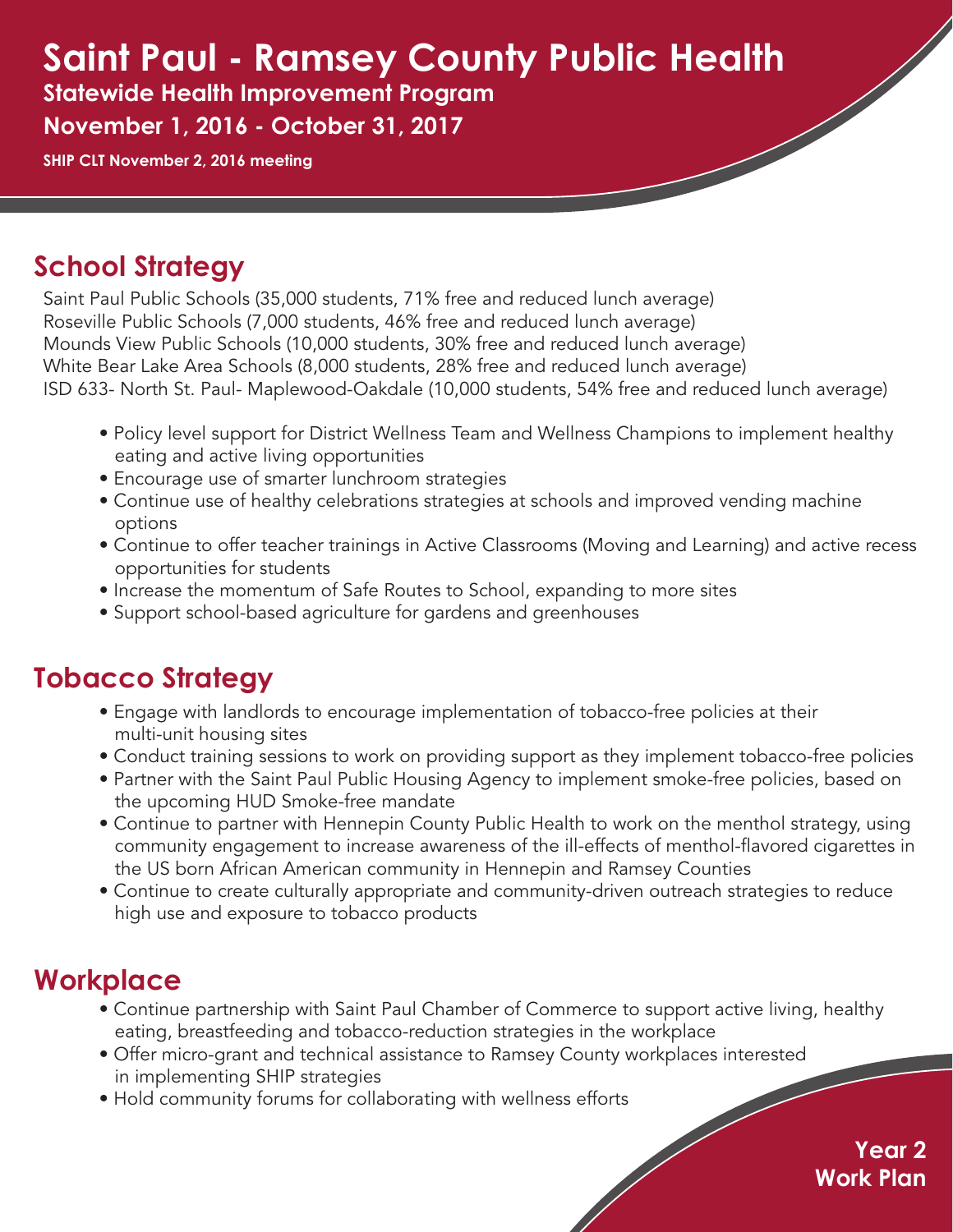# Saint Paul - Ramsey County Public Health

**Statewide Health Improvement Program**

**November 1, 2016 - October 31, 2017**

**SHIP CLT November 2, 2016 meeting**

## School Strategy

Saint Paul Public Schools (35,000 students, 71% free and reduced lunch average)
Roseville Public Schools (7,000 students, 46% free and reduced lunch average)
Mounds View Public Schools (10,000 students, 30% free and reduced lunch average)
White Bear Lake Area Schools (8,000 students, 28% free and reduced lunch average)
ISD 633- North St. Paul- Maplewood-Oakdale (10,000 students, 54% free and reduced lunch average)

- Policy level support for District Wellness Team and Wellness Champions to implement healthy eating and active living opportunities
- Encourage use of smarter lunchroom strategies
- Continue use of healthy celebrations strategies at schools and improved vending machine options
- Continue to offer teacher trainings in Active Classrooms (Moving and Learning) and active recess opportunities for students
- Increase the momentum of Safe Routes to School, expanding to more sites
- Support school-based agriculture for gardens and greenhouses

## Tobacco Strategy

- Engage with landlords to encourage implementation of tobacco-free policies at their multi-unit housing sites
- Conduct training sessions to work on providing support as they implement tobacco-free policies
- Partner with the Saint Paul Public Housing Agency to implement smoke-free policies, based on the upcoming HUD Smoke-free mandate
- Continue to partner with Hennepin County Public Health to work on the menthol strategy, using community engagement to increase awareness of the ill-effects of menthol-flavored cigarettes in the US born African American community in Hennepin and Ramsey Counties
- Continue to create culturally appropriate and community-driven outreach strategies to reduce high use and exposure to tobacco products

## Workplace

- Continue partnership with Saint Paul Chamber of Commerce to support active living, healthy eating, breastfeeding and tobacco-reduction strategies in the workplace
- Offer micro-grant and technical assistance to Ramsey County workplaces interested in implementing SHIP strategies
- Hold community forums for collaborating with wellness efforts

**Year 2 Work Plan**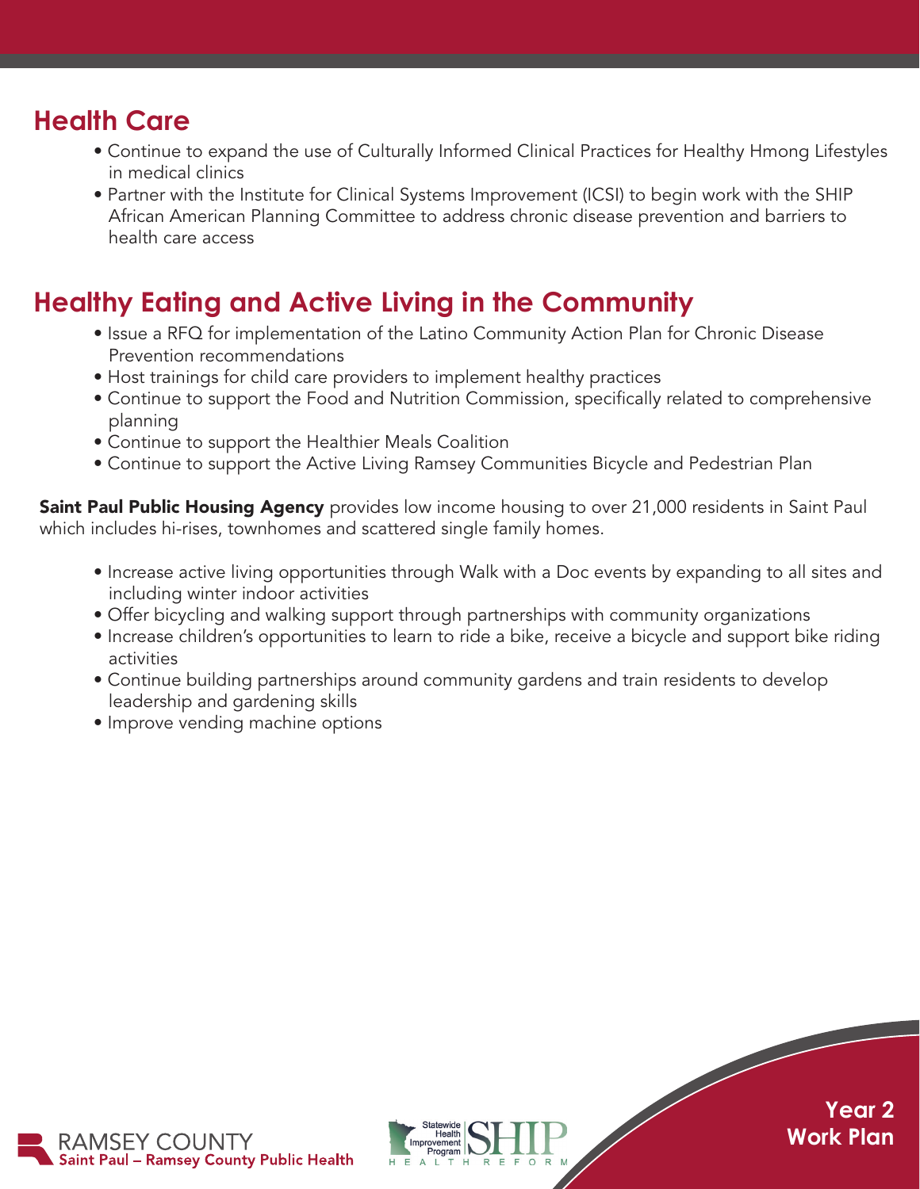## Health Care

- Continue to expand the use of Culturally Informed Clinical Practices for Healthy Hmong Lifestyles in medical clinics
- Partner with the Institute for Clinical Systems Improvement (ICSI) to begin work with the SHIP African American Planning Committee to address chronic disease prevention and barriers to health care access

## Healthy Eating and Active Living in the Community

- Issue a RFQ for implementation of the Latino Community Action Plan for Chronic Disease Prevention recommendations
- Host trainings for child care providers to implement healthy practices
- Continue to support the Food and Nutrition Commission, specifically related to comprehensive planning
- Continue to support the Healthier Meals Coalition
- Continue to support the Active Living Ramsey Communities Bicycle and Pedestrian Plan

**Saint Paul Public Housing Agency** provides low income housing to over 21,000 residents in Saint Paul which includes hi-rises, townhomes and scattered single family homes.

- Increase active living opportunities through Walk with a Doc events by expanding to all sites and including winter indoor activities
- Offer bicycling and walking support through partnerships with community organizations
- Increase children's opportunities to learn to ride a bike, receive a bicycle and support bike riding activities
- Continue building partnerships around community gardens and train residents to develop leadership and gardening skills
- Improve vending machine options